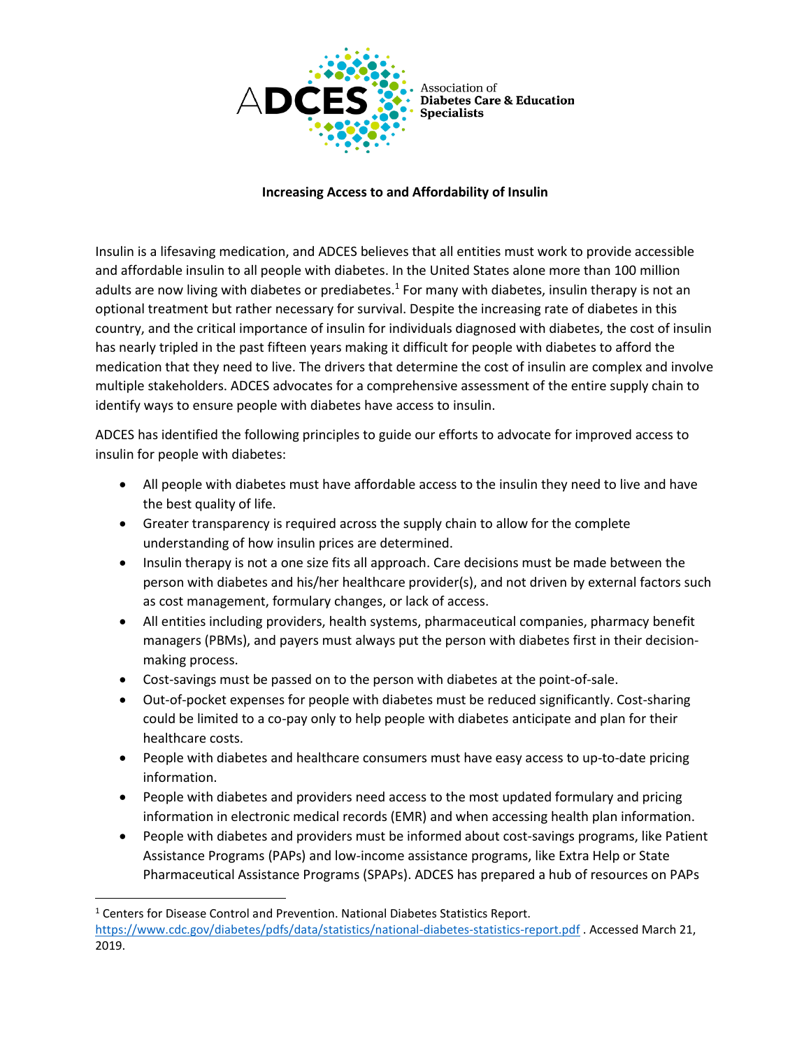ADCES Association of Diabetes Care & Education Specialists

**Increasing Access to and Affordability of Insulin**

Insulin is a lifesaving medication, and ADCES believes that all entities must work to provide accessible and affordable insulin to all people with diabetes. In the United States alone more than 100 million adults are now living with diabetes or prediabetes.[1] For many with diabetes, insulin therapy is not an optional treatment but rather necessary for survival. Despite the increasing rate of diabetes in this country, and the critical importance of insulin for individuals diagnosed with diabetes, the cost of insulin has nearly tripled in the past fifteen years making it difficult for people with diabetes to afford the medication that they need to live. The drivers that determine the cost of insulin are complex and involve multiple stakeholders. ADCES advocates for a comprehensive assessment of the entire supply chain to identify ways to ensure people with diabetes have access to insulin.

ADCES has identified the following principles to guide our efforts to advocate for improved access to insulin for people with diabetes:

- All people with diabetes must have affordable access to the insulin they need to live and have the best quality of life.
- Greater transparency is required across the supply chain to allow for the complete understanding of how insulin prices are determined.
- Insulin therapy is not a one size fits all approach. Care decisions must be made between the person with diabetes and his/her healthcare provider(s), and not driven by external factors such as cost management, formulary changes, or lack of access.
- All entities including providers, health systems, pharmaceutical companies, pharmacy benefit managers (PBMs), and payers must always put the person with diabetes first in their decision-making process.
- Cost-savings must be passed on to the person with diabetes at the point-of-sale.
- Out-of-pocket expenses for people with diabetes must be reduced significantly. Cost-sharing could be limited to a co-pay only to help people with diabetes anticipate and plan for their healthcare costs.
- People with diabetes and healthcare consumers must have easy access to up-to-date pricing information.
- People with diabetes and providers need access to the most updated formulary and pricing information in electronic medical records (EMR) and when accessing health plan information.
- People with diabetes and providers must be informed about cost-savings programs, like Patient Assistance Programs (PAPs) and low-income assistance programs, like Extra Help or State Pharmaceutical Assistance Programs (SPAPs). ADCES has prepared a hub of resources on PAPs

---

[1] Centers for Disease Control and Prevention. National Diabetes Statistics Report. https://www.cdc.gov/diabetes/pdfs/data/statistics/national-diabetes-statistics-report.pdf . Accessed March 21, 2019.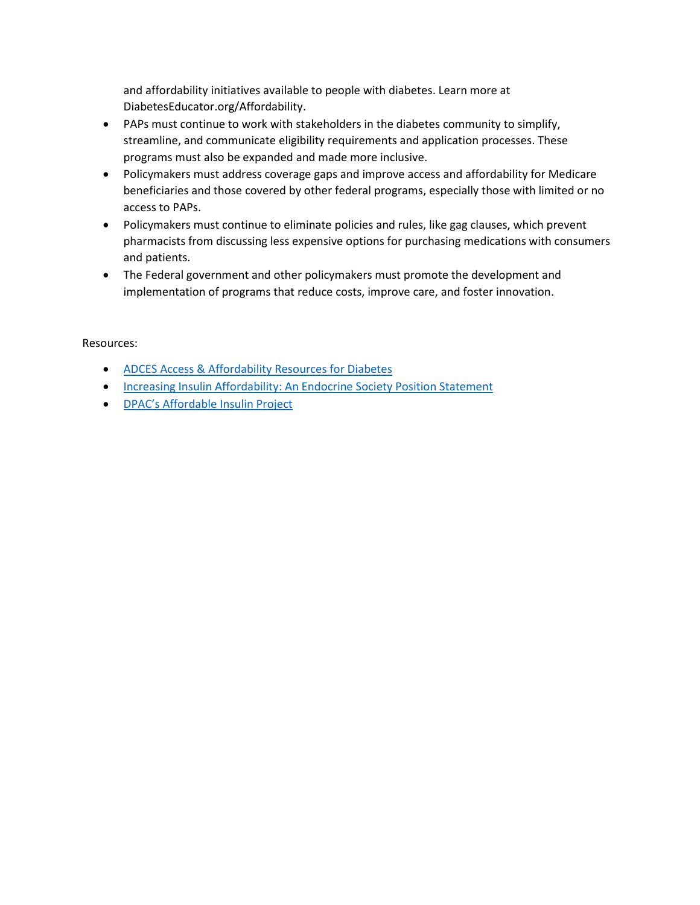and affordability initiatives available to people with diabetes. Learn more at DiabetesEducator.org/Affordability.

- PAPs must continue to work with stakeholders in the diabetes community to simplify, streamline, and communicate eligibility requirements and application processes. These programs must also be expanded and made more inclusive.
- Policymakers must address coverage gaps and improve access and affordability for Medicare beneficiaries and those covered by other federal programs, especially those with limited or no access to PAPs.
- Policymakers must continue to eliminate policies and rules, like gag clauses, which prevent pharmacists from discussing less expensive options for purchasing medications with consumers and patients.
- The Federal government and other policymakers must promote the development and implementation of programs that reduce costs, improve care, and foster innovation.

Resources:

- ADCES Access & Affordability Resources for Diabetes
- Increasing Insulin Affordability: An Endocrine Society Position Statement
- DPAC's Affordable Insulin Project